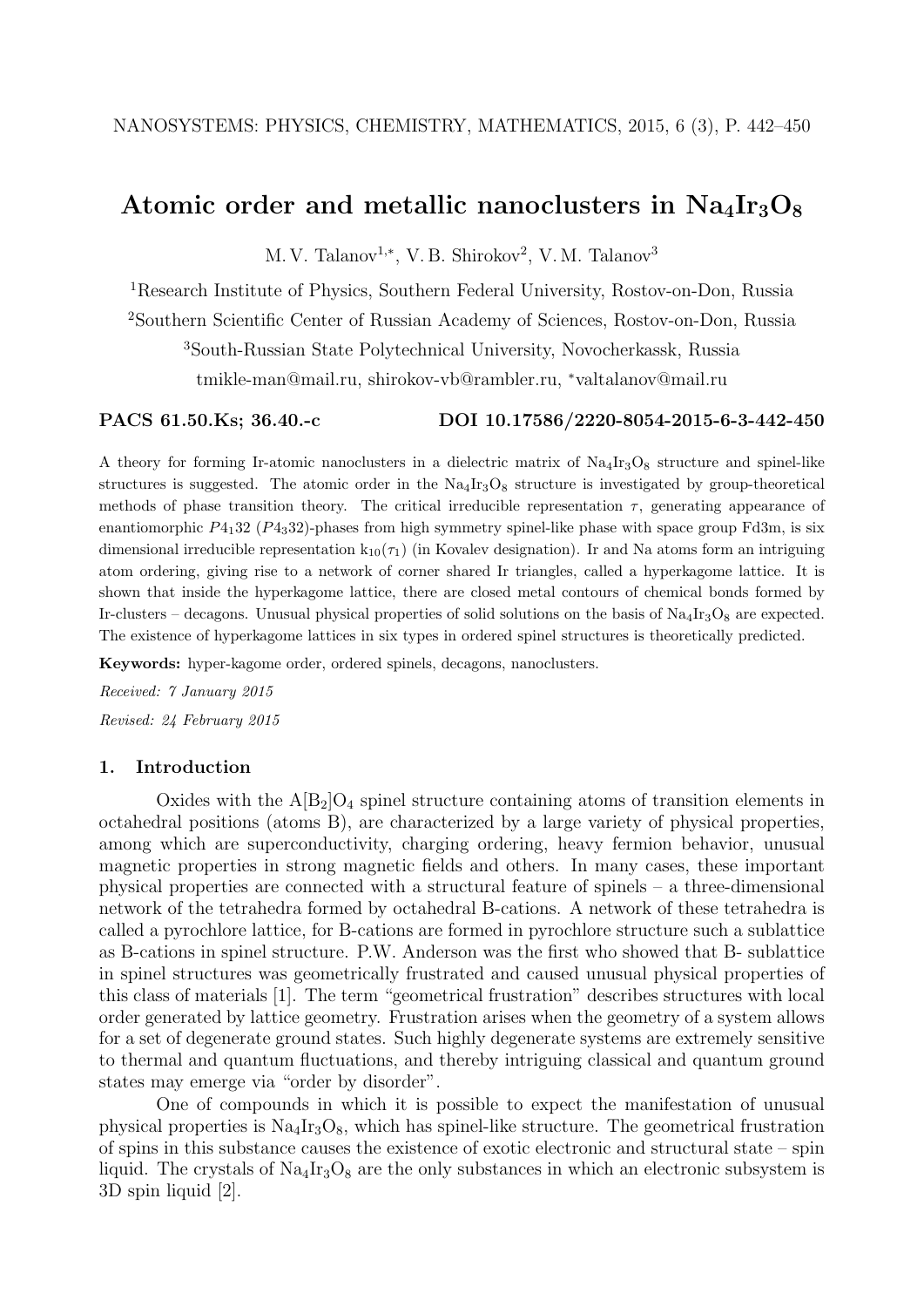# Atomic order and metallic nanoclusters in $Na_4Ir_3O_8$

M. V. Talanov[1,*], V. B. Shirokov[2], V. M. Talanov[3]

[1]Research Institute of Physics, Southern Federal University, Rostov-on-Don, Russia

[2]Southern Scientific Center of Russian Academy of Sciences, Rostov-on-Don, Russia

[3]South-Russian State Polytechnical University, Novocherkassk, Russia

tmikle-man@mail.ru, shirokov-vb@rambler.ru, *valtalanov@mail.ru

**PACS 61.50.Ks; 36.40.-c** **DOI 10.17586/2220-8054-2015-6-3-442-450**

A theory for forming Ir-atomic nanoclusters in a dielectric matrix of $Na_4Ir_3O_8$ structure and spinel-like structures is suggested. The atomic order in the $Na_4Ir_3O_8$ structure is investigated by group-theoretical methods of phase transition theory. The critical irreducible representation $\tau$, generating appearance of enantiomorphic $P4_132$ ($P4_332$)-phases from high symmetry spinel-like phase with space group Fd3m, is six dimensional irreducible representation $k_{10}(\tau_1)$ (in Kovalev designation). Ir and Na atoms form an intriguing atom ordering, giving rise to a network of corner shared Ir triangles, called a hyperkagome lattice. It is shown that inside the hyperkagome lattice, there are closed metal contours of chemical bonds formed by Ir-clusters – decagons. Unusual physical properties of solid solutions on the basis of $Na_4Ir_3O_8$ are expected. The existence of hyperkagome lattices in six types in ordered spinel structures is theoretically predicted.

**Keywords:** hyper-kagome order, ordered spinels, decagons, nanoclusters.

*Received: 7 January 2015*

*Revised: 24 February 2015*

## 1. Introduction

Oxides with the $A[B_2]O_4$ spinel structure containing atoms of transition elements in octahedral positions (atoms B), are characterized by a large variety of physical properties, among which are superconductivity, charging ordering, heavy fermion behavior, unusual magnetic properties in strong magnetic fields and others. In many cases, these important physical properties are connected with a structural feature of spinels – a three-dimensional network of the tetrahedra formed by octahedral B-cations. A network of these tetrahedra is called a pyrochlore lattice, for B-cations are formed in pyrochlore structure such a sublattice as B-cations in spinel structure. P.W. Anderson was the first who showed that B- sublattice in spinel structures was geometrically frustrated and caused unusual physical properties of this class of materials [1]. The term "geometrical frustration" describes structures with local order generated by lattice geometry. Frustration arises when the geometry of a system allows for a set of degenerate ground states. Such highly degenerate systems are extremely sensitive to thermal and quantum fluctuations, and thereby intriguing classical and quantum ground states may emerge via "order by disorder".

One of compounds in which it is possible to expect the manifestation of unusual physical properties is $Na_4Ir_3O_8$, which has spinel-like structure. The geometrical frustration of spins in this substance causes the existence of exotic electronic and structural state – spin liquid. The crystals of $Na_4Ir_3O_8$ are the only substances in which an electronic subsystem is 3D spin liquid [2].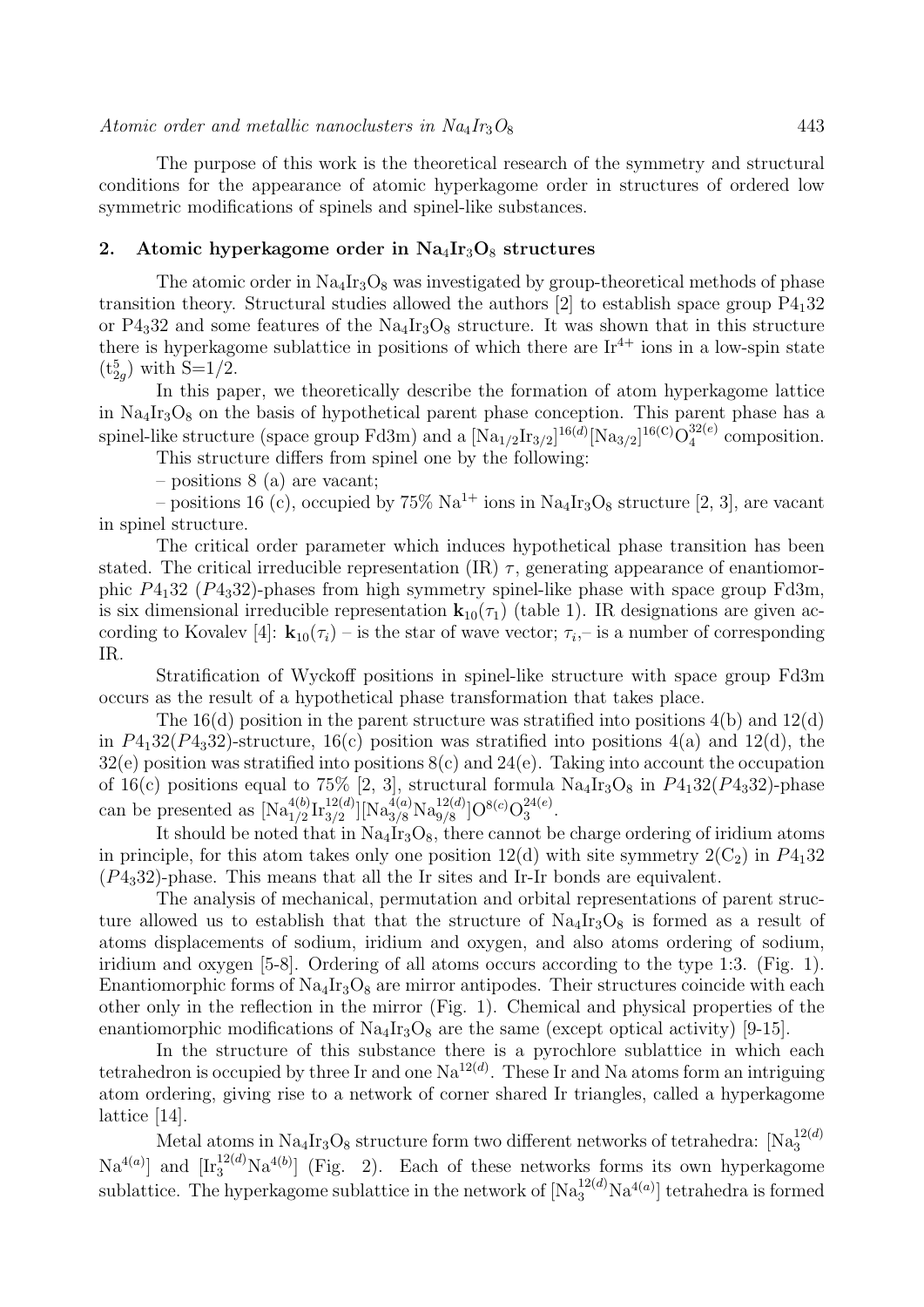The purpose of this work is the theoretical research of the symmetry and structural conditions for the appearance of atomic hyperkagome order in structures of ordered low symmetric modifications of spinels and spinel-like substances.

## 2. Atomic hyperkagome order in $Na_4Ir_3O_8$ structures

The atomic order in $Na_4Ir_3O_8$ was investigated by group-theoretical methods of phase transition theory. Structural studies allowed the authors [2] to establish space group $P4_132$ or $P4_332$ and some features of the $Na_4Ir_3O_8$ structure. It was shown that in this structure there is hyperkagome sublattice in positions of which there are $Ir^{4+}$ ions in a low-spin state ($t_{2g}^5$) with S=1/2.

In this paper, we theoretically describe the formation of atom hyperkagome lattice in $Na_4Ir_3O_8$ on the basis of hypothetical parent phase conception. This parent phase has a spinel-like structure (space group Fd3m) and a $[Na_{1/2}Ir_{3/2}]^{16(d)}[Na_{3/2}]^{16(c)}O_4^{32(e)}$ composition.

This structure differs from spinel one by the following:

– positions 8 (a) are vacant;

– positions 16 (c), occupied by 75% $Na^{1+}$ ions in $Na_4Ir_3O_8$ structure [2, 3], are vacant in spinel structure.

The critical order parameter which induces hypothetical phase transition has been stated. The critical irreducible representation (IR) $\tau$, generating appearance of enantiomorphic $P4_132$ ($P4_332$)-phases from high symmetry spinel-like phase with space group Fd3m, is six dimensional irreducible representation $\mathbf{k}_{10}(\tau_1)$ (table 1). IR designations are given according to Kovalev [4]: $\mathbf{k}_{10}(\tau_i)$ – is the star of wave vector; $\tau_i$,– is a number of corresponding IR.

Stratification of Wyckoff positions in spinel-like structure with space group Fd3m occurs as the result of a hypothetical phase transformation that takes place.

The 16(d) position in the parent structure was stratified into positions 4(b) and 12(d) in $P4_132$($P4_332$)-structure, 16(c) position was stratified into positions 4(a) and 12(d), the 32(e) position was stratified into positions 8(c) and 24(e). Taking into account the occupation of 16(c) positions equal to 75% [2, 3], structural formula $Na_4Ir_3O_8$ in $P4_132$($P4_332$)-phase can be presented as $[Na_{1/2}^{4(b)}Ir_{3/2}^{12(d)}][Na_{3/8}^{4(a)}Na_{9/8}^{12(d)}]O^{8(c)}O_3^{24(e)}$.

It should be noted that in $Na_4Ir_3O_8$, there cannot be charge ordering of iridium atoms in principle, for this atom takes only one position 12(d) with site symmetry $2(C_2)$ in $P4_132$ ($P4_332$)-phase. This means that all the Ir sites and Ir-Ir bonds are equivalent.

The analysis of mechanical, permutation and orbital representations of parent structure allowed us to establish that that the structure of $Na_4Ir_3O_8$ is formed as a result of atoms displacements of sodium, iridium and oxygen, and also atoms ordering of sodium, iridium and oxygen [5-8]. Ordering of all atoms occurs according to the type 1:3. (Fig. 1). Enantiomorphic forms of $Na_4Ir_3O_8$ are mirror antipodes. Their structures coincide with each other only in the reflection in the mirror (Fig. 1). Chemical and physical properties of the enantiomorphic modifications of $Na_4Ir_3O_8$ are the same (except optical activity) [9-15].

In the structure of this substance there is a pyrochlore sublattice in which each tetrahedron is occupied by three Ir and one $Na^{12(d)}$. These Ir and Na atoms form an intriguing atom ordering, giving rise to a network of corner shared Ir triangles, called a hyperkagome lattice [14].

Metal atoms in $Na_4Ir_3O_8$ structure form two different networks of tetrahedra: $[Na_3^{12(d)}Na^{4(a)}]$ and $[Ir_3^{12(d)}Na^{4(b)}]$ (Fig. 2). Each of these networks forms its own hyperkagome sublattice. The hyperkagome sublattice in the network of $[Na_3^{12(d)}Na^{4(a)}]$ tetrahedra is formed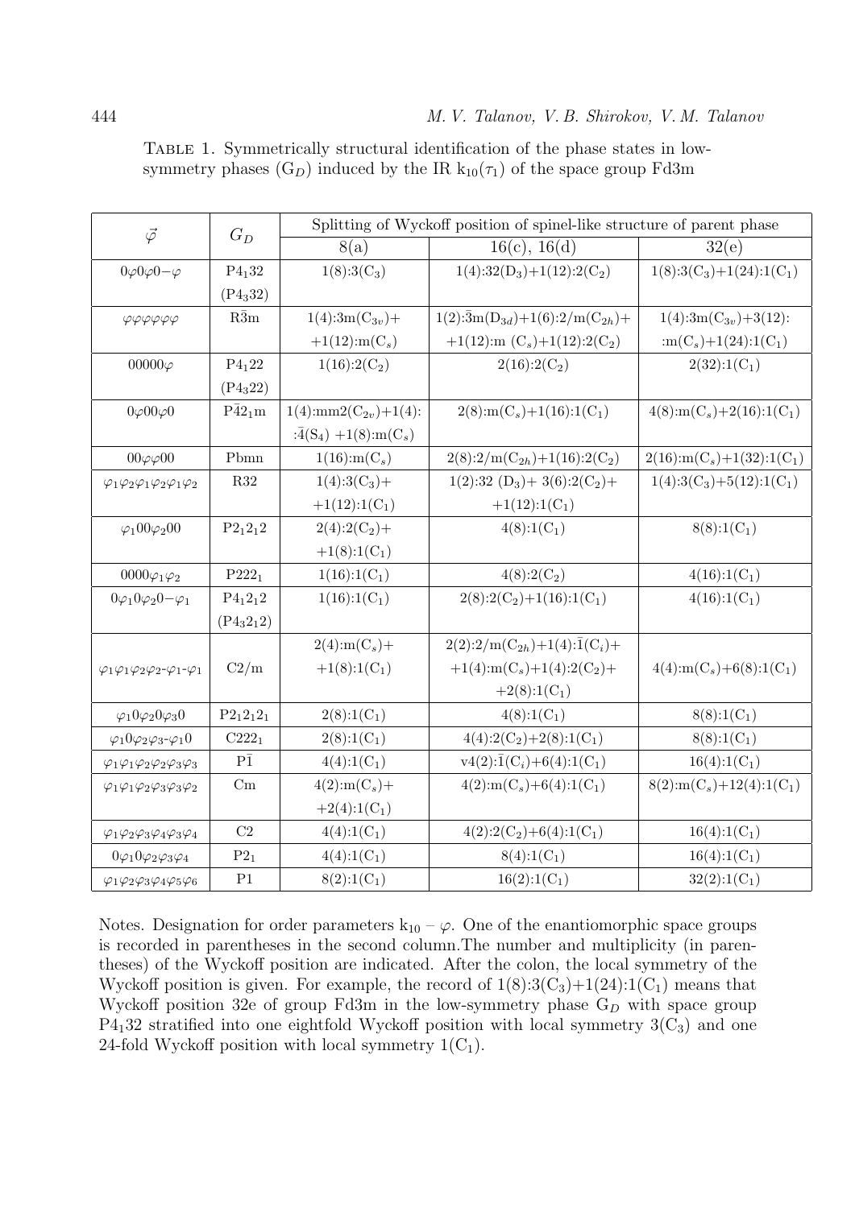TABLE 1. Symmetrically structural identification of the phase states in low-symmetry phases ($G_D$) induced by the IR $k_{10}(\tau_1)$ of the space group Fd3m

| $\vec{\varphi}$ | $G_D$ | Splitting of Wyckoff position of spinel-like structure of parent phase | | |
|---|---|---|---|---|
| | | 8(a) | 16(c), 16(d) | 32(e) |
| $0\varphi 0\varphi 0{-}\varphi$ | $P4_132$ ($P4_332$) | 1(8):3($C_3$) | 1(4):32($D_3$)+1(12):2($C_2$) | 1(8):3($C_3$)+1(24):1($C_1$) |
| $\varphi\varphi\varphi\varphi\varphi\varphi$ | $R\bar{3}m$ | 1(4):3m($C_{3v}$)+ +1(12):m($C_s$) | 1(2):$\bar{3}$m($D_{3d}$)+1(6):2/m($C_{2h}$)+ +1(12):m ($C_s$)+1(12):2($C_2$) | 1(4):3m($C_{3v}$)+3(12): :m($C_s$)+1(24):1($C_1$) |
| $00000\varphi$ | $P4_122$ ($P4_322$) | 1(16):2($C_2$) | 2(16):2($C_2$) | 2(32):1($C_1$) |
| $0\varphi 00\varphi 0$ | $P\bar{4}2_1m$ | 1(4):mm2($C_{2v}$)+1(4): :$\bar{4}$($S_4$) +1(8):m($C_s$) | 2(8):m($C_s$)+1(16):1($C_1$) | 4(8):m($C_s$)+2(16):1($C_1$) |
| $00\varphi\varphi 00$ | Pbmn | 1(16):m($C_s$) | 2(8):2/m($C_{2h}$)+1(16):2($C_2$) | 2(16):m($C_s$)+1(32):1($C_1$) |
| $\varphi_1\varphi_2\varphi_1\varphi_2\varphi_1\varphi_2$ | R32 | 1(4):3($C_3$)+ +1(12):1($C_1$) | 1(2):32 ($D_3$)+ 3(6):2($C_2$)+ +1(12):1($C_1$) | 1(4):3($C_3$)+5(12):1($C_1$) |
| $\varphi_1 00\varphi_2 00$ | $P2_12_12$ | 2(4):2($C_2$)+ +1(8):1($C_1$) | 4(8):1($C_1$) | 8(8):1($C_1$) |
| $0000\varphi_1\varphi_2$ | $P222_1$ | 1(16):1($C_1$) | 4(8):2($C_2$) | 4(16):1($C_1$) |
| $0\varphi_1 0\varphi_2 0{-}\varphi_1$ | $P4_12_12$ ($P4_32_12$) | 1(16):1($C_1$) | 2(8):2($C_2$)+1(16):1($C_1$) | 4(16):1($C_1$) |
| $\varphi_1\varphi_1\varphi_2\varphi_2{-}\varphi_1{-}\varphi_1$ | C2/m | 2(4):m($C_s$)+ +1(8):1($C_1$) | 2(2):2/m($C_{2h}$)+1(4):$\bar{1}$($C_i$)+ +1(4):m($C_s$)+1(4):2($C_2$)+ +2(8):1($C_1$) | 4(4):m($C_s$)+6(8):1($C_1$) |
| $\varphi_1 0\varphi_2 0\varphi_3 0$ | $P2_12_12_1$ | 2(8):1($C_1$) | 4(8):1($C_1$) | 8(8):1($C_1$) |
| $\varphi_1 0\varphi_2\varphi_3{-}\varphi_1 0$ | $C222_1$ | 2(8):1($C_1$) | 4(4):2($C_2$)+2(8):1($C_1$) | 8(8):1($C_1$) |
| $\varphi_1\varphi_1\varphi_2\varphi_2\varphi_3\varphi_3$ | $P\bar{1}$ | 4(4):1($C_1$) | v4(2):$\bar{1}$($C_i$)+6(4):1($C_1$) | 16(4):1($C_1$) |
| $\varphi_1\varphi_1\varphi_2\varphi_3\varphi_3\varphi_2$ | Cm | 4(2):m($C_s$)+ +2(4):1($C_1$) | 4(2):m($C_s$)+6(4):1($C_1$) | 8(2):m($C_s$)+12(4):1($C_1$) |
| $\varphi_1\varphi_2\varphi_3\varphi_4\varphi_3\varphi_4$ | C2 | 4(4):1($C_1$) | 4(2):2($C_2$)+6(4):1($C_1$) | 16(4):1($C_1$) |
| $0\varphi_1 0\varphi_2\varphi_3\varphi_4$ | $P2_1$ | 4(4):1($C_1$) | 8(4):1($C_1$) | 16(4):1($C_1$) |
| $\varphi_1\varphi_2\varphi_3\varphi_4\varphi_5\varphi_6$ | P1 | 8(2):1($C_1$) | 16(2):1($C_1$) | 32(2):1($C_1$) |

Notes. Designation for order parameters $k_{10}$ – $\varphi$. One of the enantiomorphic space groups is recorded in parentheses in the second column.The number and multiplicity (in parentheses) of the Wyckoff position are indicated. After the colon, the local symmetry of the Wyckoff position is given. For example, the record of 1(8):3($C_3$)+1(24):1($C_1$) means that Wyckoff position 32e of group Fd3m in the low-symmetry phase $G_D$ with space group $P4_132$ stratified into one eightfold Wyckoff position with local symmetry 3($C_3$) and one 24-fold Wyckoff position with local symmetry 1($C_1$).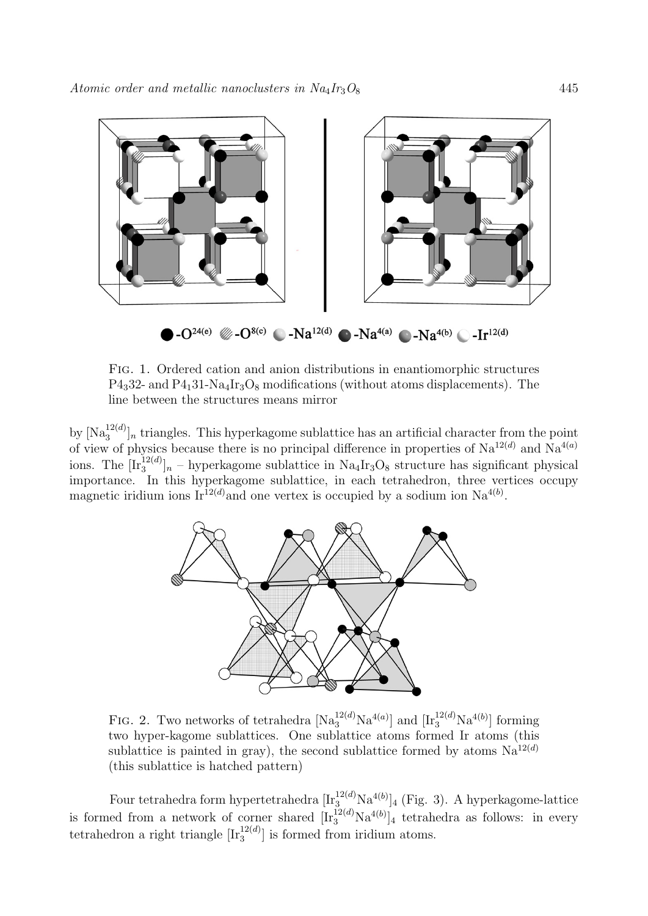Fig. 1. Ordered cation and anion distributions in enantiomorphic structures $P4_332$- and $P4_131$-$Na_4Ir_3O_8$ modifications (without atoms displacements). The line between the structures means mirror

by $[Na_3^{12(d)}]_n$ triangles. This hyperkagome sublattice has an artificial character from the point of view of physics because there is no principal difference in properties of $Na^{12(d)}$ and $Na^{4(a)}$ ions. The $[Ir_3^{12(d)}]_n$ – hyperkagome sublattice in $Na_4Ir_3O_8$ structure has significant physical importance. In this hyperkagome sublattice, in each tetrahedron, three vertices occupy magnetic iridium ions $Ir^{12(d)}$and one vertex is occupied by a sodium ion $Na^{4(b)}$.

Fig. 2. Two networks of tetrahedra $[Na_3^{12(d)}Na^{4(a)}]$ and $[Ir_3^{12(d)}Na^{4(b)}]$ forming two hyper-kagome sublattices. One sublattice atoms formed Ir atoms (this sublattice is painted in gray), the second sublattice formed by atoms $Na^{12(d)}$ (this sublattice is hatched pattern)

Four tetrahedra form hypertetrahedra $[Ir_3^{12(d)}Na^{4(b)}]_4$ (Fig. 3). A hyperkagome-lattice is formed from a network of corner shared $[Ir_3^{12(d)}Na^{4(b)}]_4$ tetrahedra as follows: in every tetrahedron a right triangle $[Ir_3^{12(d)}]$ is formed from iridium atoms.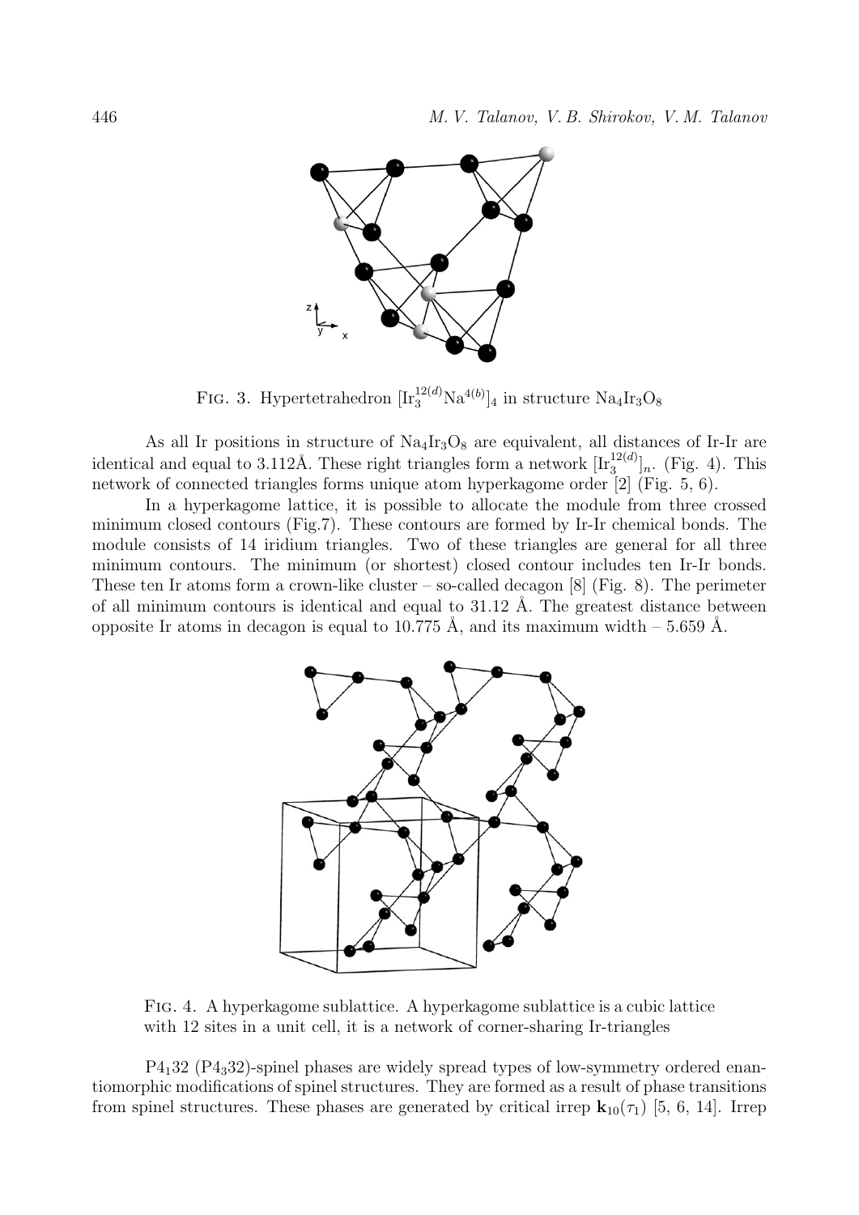FIG. 3. Hypertetrahedron $[Ir_3^{12(d)}Na^{4(b)}]_4$ in structure $Na_4Ir_3O_8$

As all Ir positions in structure of $Na_4Ir_3O_8$ are equivalent, all distances of Ir-Ir are identical and equal to 3.112Å. These right triangles form a network $[Ir_3^{12(d)}]_n$. (Fig. 4). This network of connected triangles forms unique atom hyperkagome order [2] (Fig. 5, 6).

In a hyperkagome lattice, it is possible to allocate the module from three crossed minimum closed contours (Fig.7). These contours are formed by Ir-Ir chemical bonds. The module consists of 14 iridium triangles. Two of these triangles are general for all three minimum contours. The minimum (or shortest) closed contour includes ten Ir-Ir bonds. These ten Ir atoms form a crown-like cluster – so-called decagon [8] (Fig. 8). The perimeter of all minimum contours is identical and equal to 31.12 Å. The greatest distance between opposite Ir atoms in decagon is equal to 10.775 Å, and its maximum width – 5.659 Å.

FIG. 4. A hyperkagome sublattice. A hyperkagome sublattice is a cubic lattice with 12 sites in a unit cell, it is a network of corner-sharing Ir-triangles

$P4_132$ ($P4_332$)-spinel phases are widely spread types of low-symmetry ordered enantiomorphic modifications of spinel structures. They are formed as a result of phase transitions from spinel structures. These phases are generated by critical irrep $\mathbf{k}_{10}(\tau_1)$ [5, 6, 14]. Irrep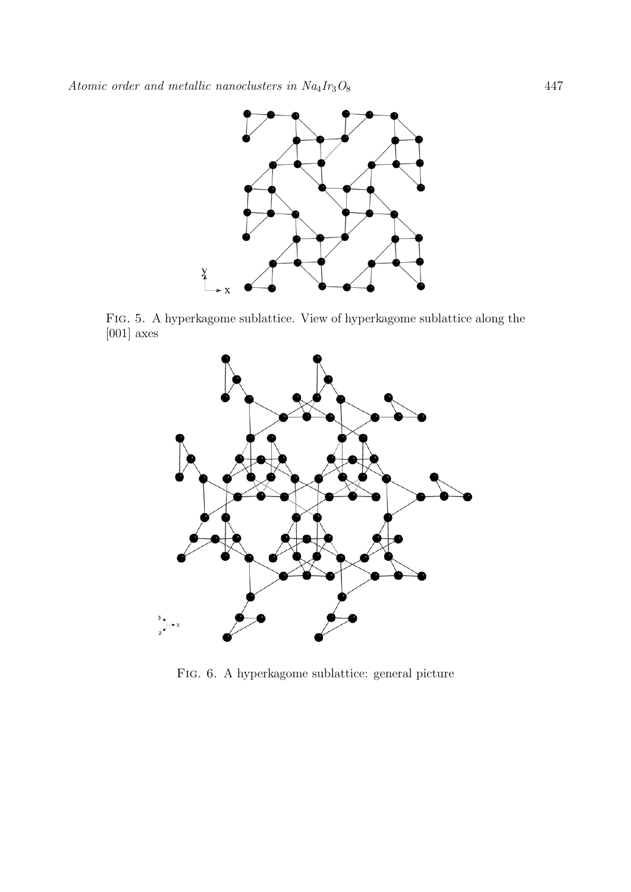Fig. 5. A hyperkagome sublattice. View of hyperkagome sublattice along the [001] axes

Fig. 6. A hyperkagome sublattice: general picture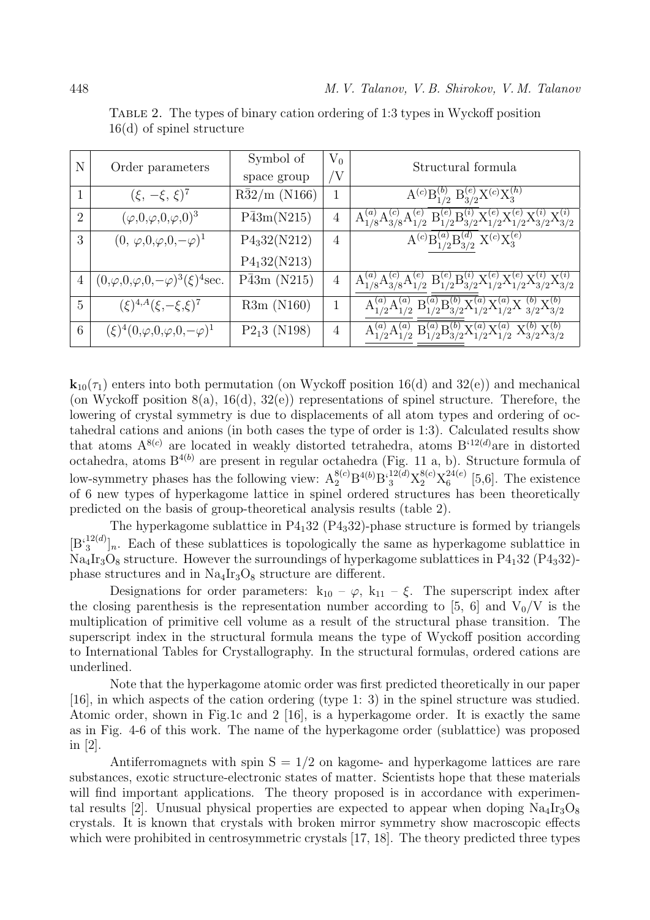Table 2. The types of binary cation ordering of 1:3 types in Wyckoff position 16(d) of spinel structure

| N | Order parameters | Symbol of space group | $V_0$ /V | Structural formula |
|---|---|---|---|---|
| 1 | $(\xi, -\xi, \xi)^7$ | $R\bar{3}2/m$ (N166) | 1 | $A^{(c)}B^{(b)}_{1/2}\ B^{(e)}_{3/2}X^{(c)}X^{(h)}_3$ |
| 2 | $(\varphi,0,\varphi,0,\varphi,0)^3$ | $P\bar{4}3m$(N215) | 4 | $\underline{A^{(a)}_{1/8}A^{(c)}_{3/8}A^{(e)}_{1/2}}\ \underline{B^{(e)}_{1/2}B^{(i)}_{3/2}}X^{(e)}_{1/2}X^{(e)}_{1/2}X^{(i)}_{3/2}X^{(i)}_{3/2}$ |
| 3 | $(0,\varphi,0,\varphi,0,-\varphi)^1$ | $P4_332$(N212) $P4_132$(N213) | 4 | $A^{(c)}\underline{B^{(a)}_{1/2}B^{(d)}_{3/2}}\ X^{(c)}X^{(e)}_3$ |
| 4 | $(0,\varphi,0,\varphi,0,-\varphi)^3(\xi)^4$sec. | $P\bar{4}3m$ (N215) | 4 | $\underline{A^{(a)}_{1/8}A^{(c)}_{3/8}A^{(e)}_{1/2}}\ \underline{B^{(e)}_{1/2}B^{(i)}_{3/2}}X^{(e)}_{1/2}X^{(e)}_{1/2}X^{(i)}_{3/2}X^{(i)}_{3/2}$ |
| 5 | $(\xi)^{4,A}(\xi,-\xi,\xi)^7$ | R3m (N160) | 1 | $\underline{A^{(a)}_{1/2}A^{(a)}_{1/2}}\ \underline{\underline{B^{(a)}_{1/2}B^{(b)}_{3/2}}}X^{(a)}_{1/2}X^{(a)}_{1/2}X\ ^{(b)}_{3/2}X^{(b)}_{3/2}$ |
| 6 | $(\xi)^4(0,\varphi,0,\varphi,0,-\varphi)^1$ | $P2_13$ (N198) | 4 | $\underline{A^{(a)}_{1/2}A^{(a)}_{1/2}}\ \underline{\underline{B^{(a)}_{1/2}B^{(b)}_{3/2}}}X^{(a)}_{1/2}X^{(a)}_{1/2}\ X^{(b)}_{3/2}X^{(b)}_{3/2}$ |

$\mathbf{k}_{10}(\tau_1)$ enters into both permutation (on Wyckoff position 16(d) and 32(e)) and mechanical (on Wyckoff position 8(a), 16(d), 32(e)) representations of spinel structure. Therefore, the lowering of crystal symmetry is due to displacements of all atom types and ordering of octahedral cations and anions (in both cases the type of order is 1:3). Calculated results show that atoms $A^{8(c)}$ are located in weakly distorted tetrahedra, atoms $B'^{12(d)}$are in distorted octahedra, atoms $B^{4(b)}$ are present in regular octahedra (Fig. 11 a, b). Structure formula of low-symmetry phases has the following view: $A_2^{8(c)}B^{4(b)}B'^{12(d)}_3X_2^{8(c)}X_6^{24(e)}$ [5,6]. The existence of 6 new types of hyperkagome lattice in spinel ordered structures has been theoretically predicted on the basis of group-theoretical analysis results (table 2).

The hyperkagome sublattice in $P4_132$ ($P4_332$)-phase structure is formed by triangels $[B'^{12(d)}_3]_n$. Each of these sublattices is topologically the same as hyperkagome sublattice in $Na_4Ir_3O_8$ structure. However the surroundings of hyperkagome sublattices in $P4_132$ ($P4_332$)-phase structures and in $Na_4Ir_3O_8$ structure are different.

Designations for order parameters: $k_{10}$ – $\varphi$, $k_{11}$ – $\xi$. The superscript index after the closing parenthesis is the representation number according to [5, 6] and $V_0/V$ is the multiplication of primitive cell volume as a result of the structural phase transition. The superscript index in the structural formula means the type of Wyckoff position according to International Tables for Crystallography. In the structural formulas, ordered cations are underlined.

Note that the hyperkagome atomic order was first predicted theoretically in our paper [16], in which aspects of the cation ordering (type 1: 3) in the spinel structure was studied. Atomic order, shown in Fig.1c and 2 [16], is a hyperkagome order. It is exactly the same as in Fig. 4-6 of this work. The name of the hyperkagome order (sublattice) was proposed in [2].

Antiferromagnets with spin $S = 1/2$ on kagome- and hyperkagome lattices are rare substances, exotic structure-electronic states of matter. Scientists hope that these materials will find important applications. The theory proposed is in accordance with experimental results [2]. Unusual physical properties are expected to appear when doping $Na_4Ir_3O_8$ crystals. It is known that crystals with broken mirror symmetry show macroscopic effects which were prohibited in centrosymmetric crystals [17, 18]. The theory predicted three types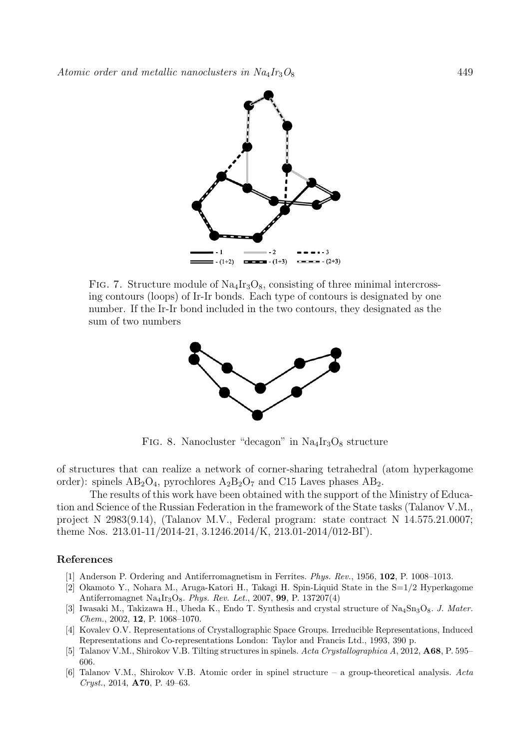FIG. 7. Structure module of $Na_4Ir_3O_8$, consisting of three minimal intercrossing contours (loops) of Ir-Ir bonds. Each type of contours is designated by one number. If the Ir-Ir bond included in the two contours, they designated as the sum of two numbers

FIG. 8. Nanocluster "decagon" in $Na_4Ir_3O_8$ structure

of structures that can realize a network of corner-sharing tetrahedral (atom hyperkagome order): spinels $AB_2O_4$, pyrochlores $A_2B_2O_7$ and C15 Laves phases $AB_2$.

The results of this work have been obtained with the support of the Ministry of Education and Science of the Russian Federation in the framework of the State tasks (Talanov V.M., project N 2983(9.14), (Talanov M.V., Federal program: state contract N 14.575.21.0007; theme Nos. 213.01-11/2014-21, 3.1246.2014/K, 213.01-2014/012-ВГ).

## References

[1] Anderson P. Ordering and Antiferromagnetism in Ferrites. *Phys. Rev.*, 1956, **102**, P. 1008–1013.

[2] Okamoto Y., Nohara M., Aruga-Katori H., Takagi H. Spin-Liquid State in the S=1/2 Hyperkagome Antiferromagnet $Na_4Ir_3O_8$. *Phys. Rev. Let.*, 2007, **99**, P. 137207(4)

[3] Iwasaki M., Takizawa H., Uheda K., Endo T. Synthesis and crystal structure of $Na_4Sn_3O_8$. *J. Mater. Chem.*, 2002, **12**, P. 1068–1070.

[4] Kovalev O.V. Representations of Crystallographic Space Groups. Irreducible Representations, Induced Representations and Co-representations London: Taylor and Francis Ltd., 1993, 390 p.

[5] Talanov V.M., Shirokov V.B. Tilting structures in spinels. *Acta Crystallographica A*, 2012, **A68**, P. 595–606.

[6] Talanov V.M., Shirokov V.B. Atomic order in spinel structure – a group-theoretical analysis. *Acta Cryst.*, 2014, **A70**, P. 49–63.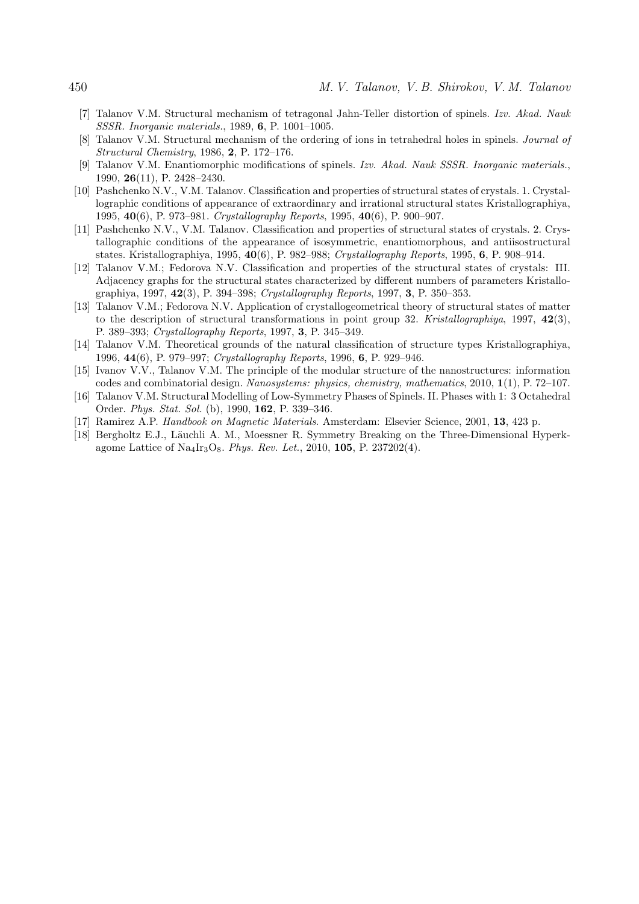[7] Talanov V.M. Structural mechanism of tetragonal Jahn-Teller distortion of spinels. *Izv. Akad. Nauk SSSR. Inorganic materials.*, 1989, **6**, P. 1001–1005.

[8] Talanov V.M. Structural mechanism of the ordering of ions in tetrahedral holes in spinels. *Journal of Structural Chemistry*, 1986, **2**, P. 172–176.

[9] Talanov V.M. Enantiomorphic modifications of spinels. *Izv. Akad. Nauk SSSR. Inorganic materials.*, 1990, **26**(11), P. 2428–2430.

[10] Pashchenko N.V., V.M. Talanov. Classification and properties of structural states of crystals. 1. Crystallographic conditions of appearance of extraordinary and irrational structural states Kristallographiya, 1995, **40**(6), P. 973–981. *Crystallography Reports*, 1995, **40**(6), P. 900–907.

[11] Pashchenko N.V., V.M. Talanov. Classification and properties of structural states of crystals. 2. Crystallographic conditions of the appearance of isosymmetric, enantiomorphous, and antiisostructural states. Kristallographiya, 1995, **40**(6), P. 982–988; *Crystallography Reports*, 1995, **6**, P. 908–914.

[12] Talanov V.M.; Fedorova N.V. Classification and properties of the structural states of crystals: III. Adjacency graphs for the structural states characterized by different numbers of parameters Kristallographiya, 1997, **42**(3), P. 394–398; *Crystallography Reports*, 1997, **3**, P. 350–353.

[13] Talanov V.M.; Fedorova N.V. Application of crystallogeometrical theory of structural states of matter to the description of structural transformations in point group 32. *Kristallographiya*, 1997, **42**(3), P. 389–393; *Crystallography Reports*, 1997, **3**, P. 345–349.

[14] Talanov V.M. Theoretical grounds of the natural classification of structure types Kristallographiya, 1996, **44**(6), P. 979–997; *Crystallography Reports*, 1996, **6**, P. 929–946.

[15] Ivanov V.V., Talanov V.M. The principle of the modular structure of the nanostructures: information codes and combinatorial design. *Nanosystems: physics, chemistry, mathematics*, 2010, **1**(1), P. 72–107.

[16] Talanov V.M. Structural Modelling of Low-Symmetry Phases of Spinels. II. Phases with 1: 3 Octahedral Order. *Phys. Stat. Sol.* (b), 1990, **162**, P. 339–346.

[17] Ramirez A.P. *Handbook on Magnetic Materials*. Amsterdam: Elsevier Science, 2001, **13**, 423 p.

[18] Bergholtz E.J., Läuchli A. M., Moessner R. Symmetry Breaking on the Three-Dimensional Hyperkagome Lattice of $Na_4Ir_3O_8$. *Phys. Rev. Let.*, 2010, **105**, P. 237202(4).